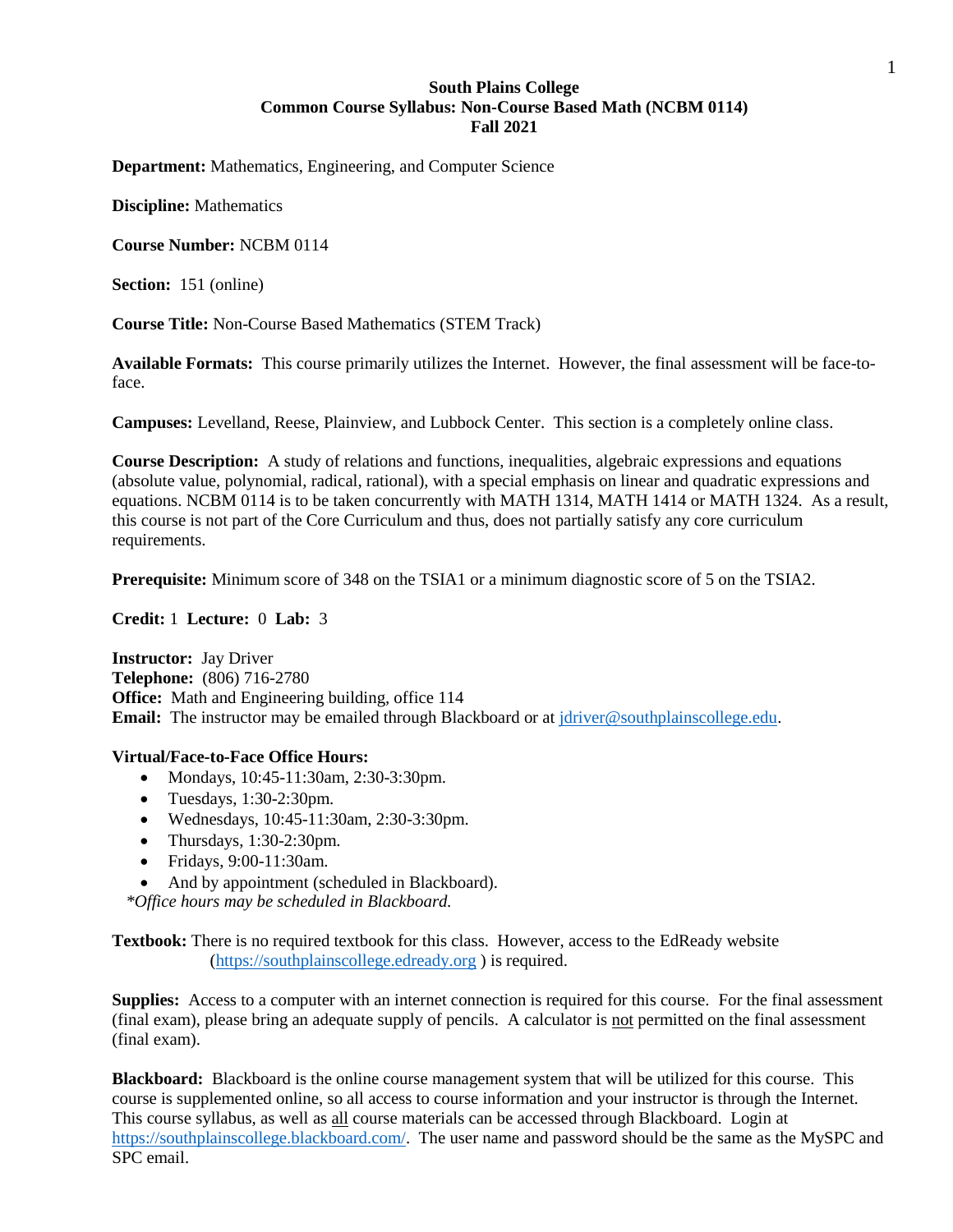# South Plains College
## Common Course Syllabus: Non-Course Based Math (NCBM 0114)
## Fall 2021

**Department:** Mathematics, Engineering, and Computer Science

**Discipline:** Mathematics

**Course Number:** NCBM 0114

**Section:** 151 (online)

**Course Title:** Non-Course Based Mathematics (STEM Track)

**Available Formats:** This course primarily utilizes the Internet. However, the final assessment will be face-to-face.

**Campuses:** Levelland, Reese, Plainview, and Lubbock Center. This section is a completely online class.

**Course Description:** A study of relations and functions, inequalities, algebraic expressions and equations (absolute value, polynomial, radical, rational), with a special emphasis on linear and quadratic expressions and equations. NCBM 0114 is to be taken concurrently with MATH 1314, MATH 1414 or MATH 1324. As a result, this course is not part of the Core Curriculum and thus, does not partially satisfy any core curriculum requirements.

**Prerequisite:** Minimum score of 348 on the TSIA1 or a minimum diagnostic score of 5 on the TSIA2.

**Credit:** 1 **Lecture:** 0 **Lab:** 3

**Instructor:** Jay Driver
**Telephone:** (806) 716-2780
**Office:** Math and Engineering building, office 114
**Email:** The instructor may be emailed through Blackboard or at jdriver@southplainscollege.edu.

**Virtual/Face-to-Face Office Hours:**

- Mondays, 10:45-11:30am, 2:30-3:30pm.
- Tuesdays, 1:30-2:30pm.
- Wednesdays, 10:45-11:30am, 2:30-3:30pm.
- Thursdays, 1:30-2:30pm.
- Fridays, 9:00-11:30am.
- And by appointment (scheduled in Blackboard).

*\*Office hours may be scheduled in Blackboard.*

**Textbook:** There is no required textbook for this class. However, access to the EdReady website (https://southplainscollege.edready.org ) is required.

**Supplies:** Access to a computer with an internet connection is required for this course. For the final assessment (final exam), please bring an adequate supply of pencils. A calculator is <u>not</u> permitted on the final assessment (final exam).

**Blackboard:** Blackboard is the online course management system that will be utilized for this course. This course is supplemented online, so all access to course information and your instructor is through the Internet. This course syllabus, as well as <u>all</u> course materials can be accessed through Blackboard. Login at https://southplainscollege.blackboard.com/. The user name and password should be the same as the MySPC and SPC email.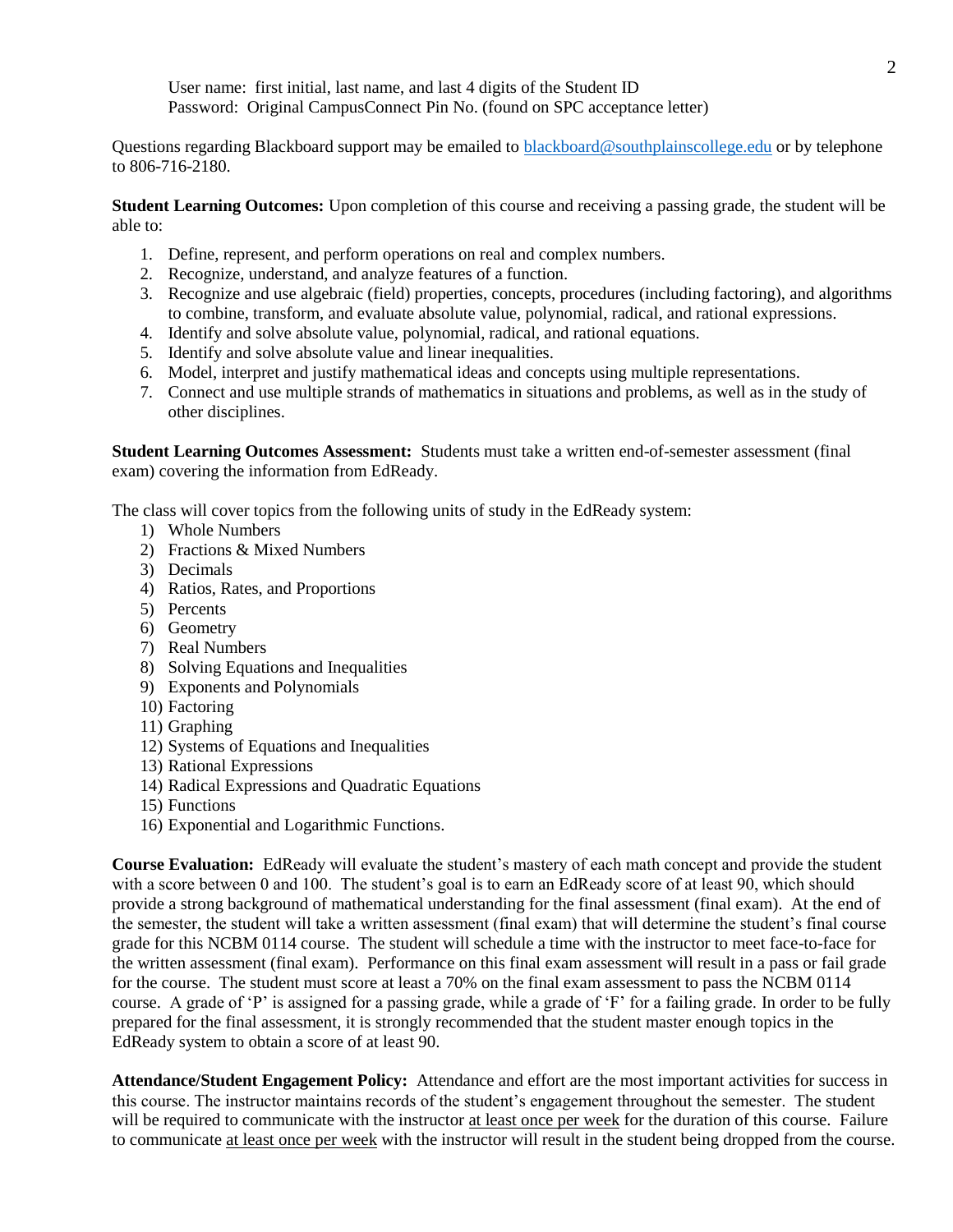User name: first initial, last name, and last 4 digits of the Student ID
Password: Original CampusConnect Pin No. (found on SPC acceptance letter)

Questions regarding Blackboard support may be emailed to blackboard@southplainscollege.edu or by telephone to 806-716-2180.

**Student Learning Outcomes:** Upon completion of this course and receiving a passing grade, the student will be able to:

1. Define, represent, and perform operations on real and complex numbers.
2. Recognize, understand, and analyze features of a function.
3. Recognize and use algebraic (field) properties, concepts, procedures (including factoring), and algorithms to combine, transform, and evaluate absolute value, polynomial, radical, and rational expressions.
4. Identify and solve absolute value, polynomial, radical, and rational equations.
5. Identify and solve absolute value and linear inequalities.
6. Model, interpret and justify mathematical ideas and concepts using multiple representations.
7. Connect and use multiple strands of mathematics in situations and problems, as well as in the study of other disciplines.

**Student Learning Outcomes Assessment:** Students must take a written end-of-semester assessment (final exam) covering the information from EdReady.

The class will cover topics from the following units of study in the EdReady system:

1) Whole Numbers
2) Fractions & Mixed Numbers
3) Decimals
4) Ratios, Rates, and Proportions
5) Percents
6) Geometry
7) Real Numbers
8) Solving Equations and Inequalities
9) Exponents and Polynomials
10) Factoring
11) Graphing
12) Systems of Equations and Inequalities
13) Rational Expressions
14) Radical Expressions and Quadratic Equations
15) Functions
16) Exponential and Logarithmic Functions.

**Course Evaluation:** EdReady will evaluate the student's mastery of each math concept and provide the student with a score between 0 and 100. The student's goal is to earn an EdReady score of at least 90, which should provide a strong background of mathematical understanding for the final assessment (final exam). At the end of the semester, the student will take a written assessment (final exam) that will determine the student's final course grade for this NCBM 0114 course. The student will schedule a time with the instructor to meet face-to-face for the written assessment (final exam). Performance on this final exam assessment will result in a pass or fail grade for the course. The student must score at least a 70% on the final exam assessment to pass the NCBM 0114 course. A grade of 'P' is assigned for a passing grade, while a grade of 'F' for a failing grade. In order to be fully prepared for the final assessment, it is strongly recommended that the student master enough topics in the EdReady system to obtain a score of at least 90.

**Attendance/Student Engagement Policy:** Attendance and effort are the most important activities for success in this course. The instructor maintains records of the student's engagement throughout the semester. The student will be required to communicate with the instructor at least once per week for the duration of this course. Failure to communicate at least once per week with the instructor will result in the student being dropped from the course.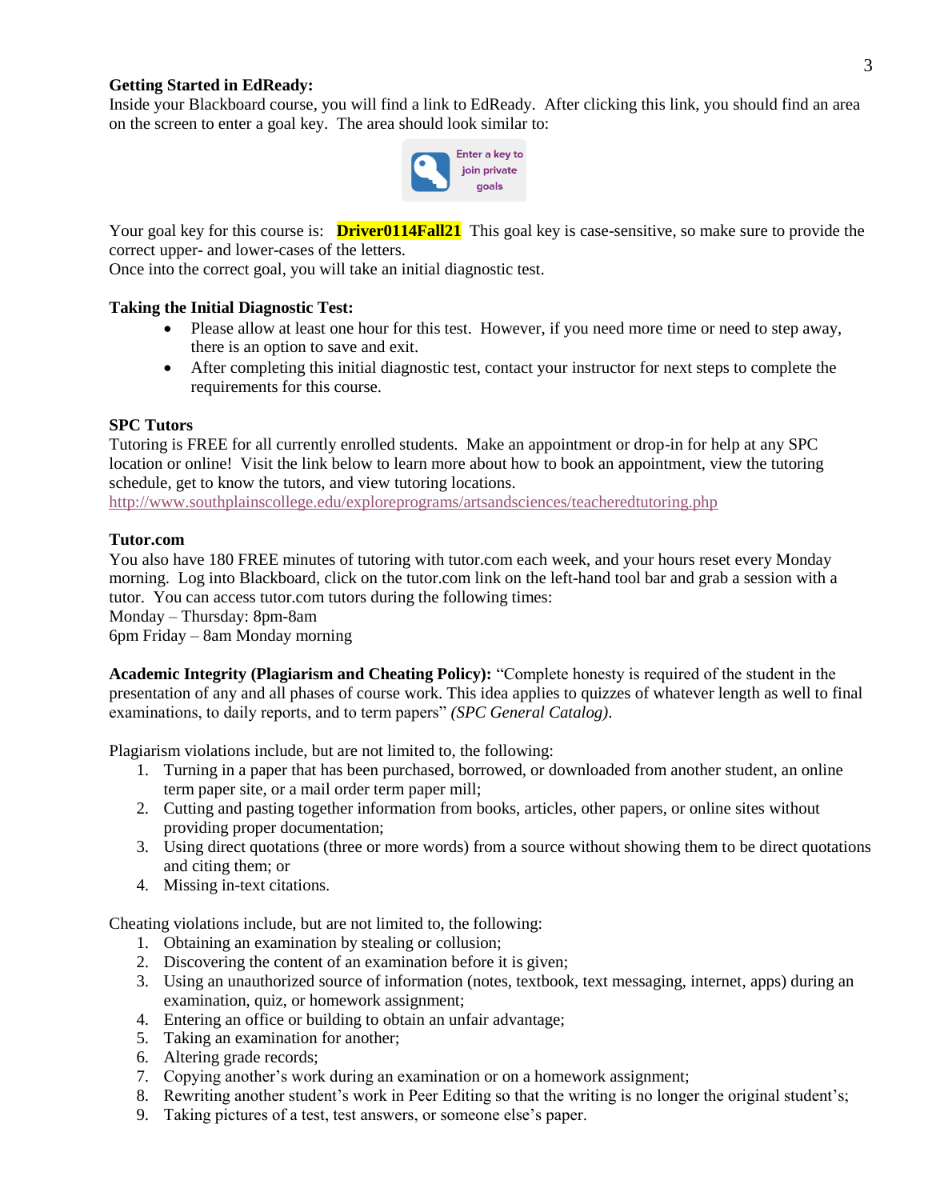**Getting Started in EdReady:**
Inside your Blackboard course, you will find a link to EdReady. After clicking this link, you should find an area on the screen to enter a goal key. The area should look similar to:

Enter a key to join private goals

Your goal key for this course is: **Driver0114Fall21** This goal key is case-sensitive, so make sure to provide the correct upper- and lower-cases of the letters.
Once into the correct goal, you will take an initial diagnostic test.

**Taking the Initial Diagnostic Test:**

- Please allow at least one hour for this test. However, if you need more time or need to step away, there is an option to save and exit.
- After completing this initial diagnostic test, contact your instructor for next steps to complete the requirements for this course.

**SPC Tutors**
Tutoring is FREE for all currently enrolled students. Make an appointment or drop-in for help at any SPC location or online! Visit the link below to learn more about how to book an appointment, view the tutoring schedule, get to know the tutors, and view tutoring locations.
http://www.southplainscollege.edu/exploreprograms/artsandsciences/teacheredtutoring.php

**Tutor.com**
You also have 180 FREE minutes of tutoring with tutor.com each week, and your hours reset every Monday morning. Log into Blackboard, click on the tutor.com link on the left-hand tool bar and grab a session with a tutor. You can access tutor.com tutors during the following times:
Monday – Thursday: 8pm-8am
6pm Friday – 8am Monday morning

**Academic Integrity (Plagiarism and Cheating Policy):** "Complete honesty is required of the student in the presentation of any and all phases of course work. This idea applies to quizzes of whatever length as well to final examinations, to daily reports, and to term papers" *(SPC General Catalog)*.

Plagiarism violations include, but are not limited to, the following:

1. Turning in a paper that has been purchased, borrowed, or downloaded from another student, an online term paper site, or a mail order term paper mill;
2. Cutting and pasting together information from books, articles, other papers, or online sites without providing proper documentation;
3. Using direct quotations (three or more words) from a source without showing them to be direct quotations and citing them; or
4. Missing in-text citations.

Cheating violations include, but are not limited to, the following:

1. Obtaining an examination by stealing or collusion;
2. Discovering the content of an examination before it is given;
3. Using an unauthorized source of information (notes, textbook, text messaging, internet, apps) during an examination, quiz, or homework assignment;
4. Entering an office or building to obtain an unfair advantage;
5. Taking an examination for another;
6. Altering grade records;
7. Copying another's work during an examination or on a homework assignment;
8. Rewriting another student's work in Peer Editing so that the writing is no longer the original student's;
9. Taking pictures of a test, test answers, or someone else's paper.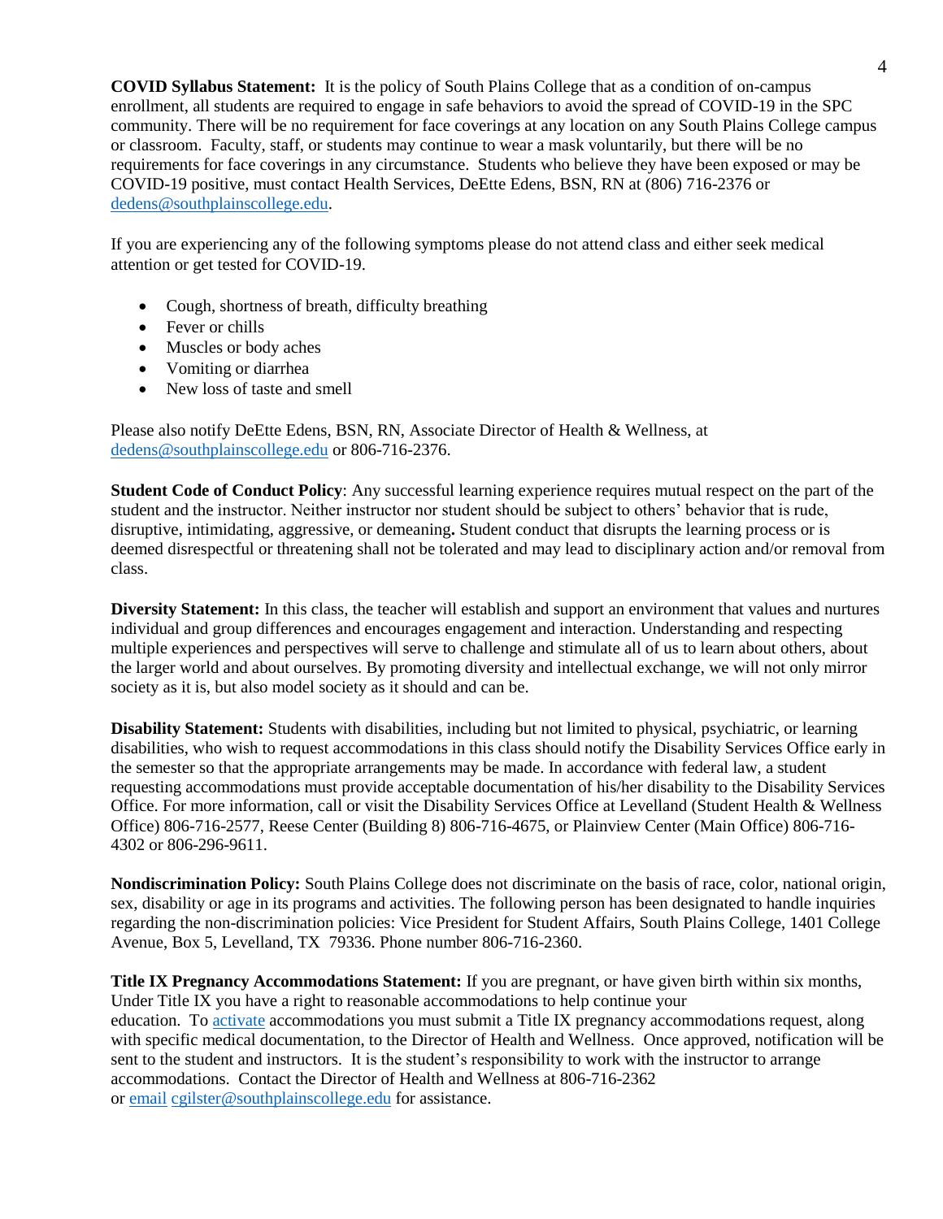**COVID Syllabus Statement:** It is the policy of South Plains College that as a condition of on-campus enrollment, all students are required to engage in safe behaviors to avoid the spread of COVID-19 in the SPC community. There will be no requirement for face coverings at any location on any South Plains College campus or classroom. Faculty, staff, or students may continue to wear a mask voluntarily, but there will be no requirements for face coverings in any circumstance. Students who believe they have been exposed or may be COVID-19 positive, must contact Health Services, DeEtte Edens, BSN, RN at (806) 716-2376 or dedens@southplainscollege.edu.

If you are experiencing any of the following symptoms please do not attend class and either seek medical attention or get tested for COVID-19.

- Cough, shortness of breath, difficulty breathing
- Fever or chills
- Muscles or body aches
- Vomiting or diarrhea
- New loss of taste and smell

Please also notify DeEtte Edens, BSN, RN, Associate Director of Health & Wellness, at dedens@southplainscollege.edu or 806-716-2376.

**Student Code of Conduct Policy**: Any successful learning experience requires mutual respect on the part of the student and the instructor. Neither instructor nor student should be subject to others' behavior that is rude, disruptive, intimidating, aggressive, or demeaning**.** Student conduct that disrupts the learning process or is deemed disrespectful or threatening shall not be tolerated and may lead to disciplinary action and/or removal from class.

**Diversity Statement:** In this class, the teacher will establish and support an environment that values and nurtures individual and group differences and encourages engagement and interaction. Understanding and respecting multiple experiences and perspectives will serve to challenge and stimulate all of us to learn about others, about the larger world and about ourselves. By promoting diversity and intellectual exchange, we will not only mirror society as it is, but also model society as it should and can be.

**Disability Statement:** Students with disabilities, including but not limited to physical, psychiatric, or learning disabilities, who wish to request accommodations in this class should notify the Disability Services Office early in the semester so that the appropriate arrangements may be made. In accordance with federal law, a student requesting accommodations must provide acceptable documentation of his/her disability to the Disability Services Office. For more information, call or visit the Disability Services Office at Levelland (Student Health & Wellness Office) 806-716-2577, Reese Center (Building 8) 806-716-4675, or Plainview Center (Main Office) 806-716-4302 or 806-296-9611.

**Nondiscrimination Policy:** South Plains College does not discriminate on the basis of race, color, national origin, sex, disability or age in its programs and activities. The following person has been designated to handle inquiries regarding the non-discrimination policies: Vice President for Student Affairs, South Plains College, 1401 College Avenue, Box 5, Levelland, TX 79336. Phone number 806-716-2360.

**Title IX Pregnancy Accommodations Statement:** If you are pregnant, or have given birth within six months, Under Title IX you have a right to reasonable accommodations to help continue your education. To activate accommodations you must submit a Title IX pregnancy accommodations request, along with specific medical documentation, to the Director of Health and Wellness. Once approved, notification will be sent to the student and instructors. It is the student's responsibility to work with the instructor to arrange accommodations. Contact the Director of Health and Wellness at 806-716-2362 or email cgilster@southplainscollege.edu for assistance.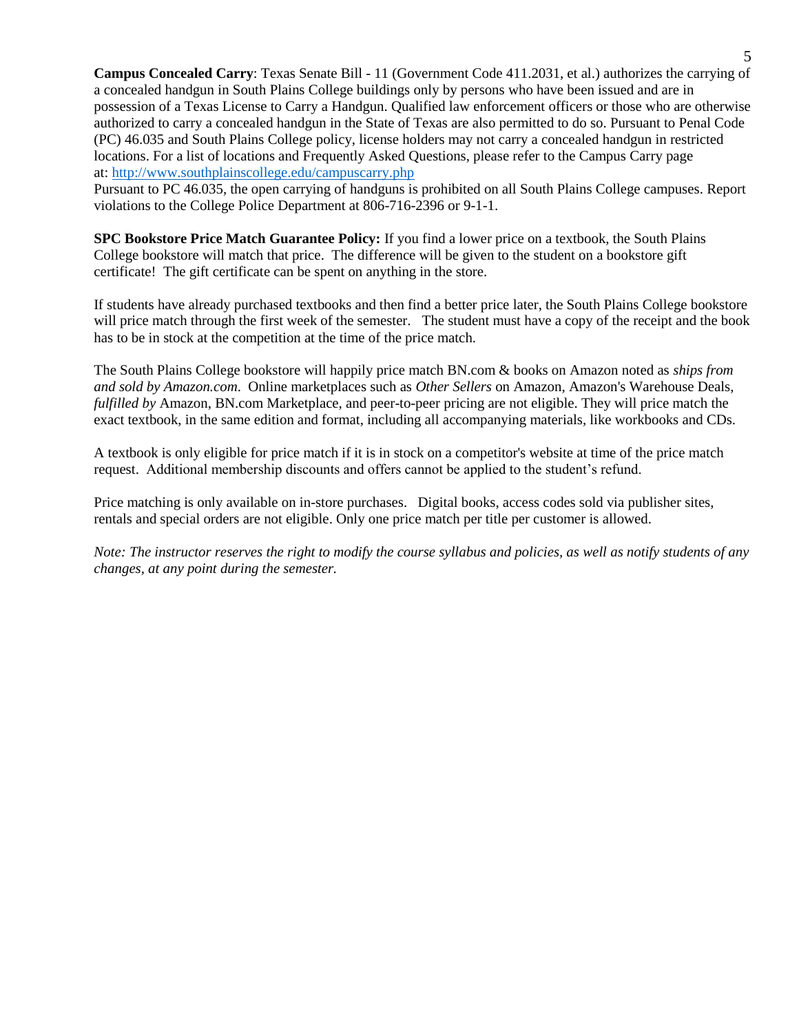**Campus Concealed Carry**: Texas Senate Bill - 11 (Government Code 411.2031, et al.) authorizes the carrying of a concealed handgun in South Plains College buildings only by persons who have been issued and are in possession of a Texas License to Carry a Handgun. Qualified law enforcement officers or those who are otherwise authorized to carry a concealed handgun in the State of Texas are also permitted to do so. Pursuant to Penal Code (PC) 46.035 and South Plains College policy, license holders may not carry a concealed handgun in restricted locations. For a list of locations and Frequently Asked Questions, please refer to the Campus Carry page at: http://www.southplainscollege.edu/campuscarry.php

Pursuant to PC 46.035, the open carrying of handguns is prohibited on all South Plains College campuses. Report violations to the College Police Department at 806-716-2396 or 9-1-1.

**SPC Bookstore Price Match Guarantee Policy:** If you find a lower price on a textbook, the South Plains College bookstore will match that price. The difference will be given to the student on a bookstore gift certificate! The gift certificate can be spent on anything in the store.

If students have already purchased textbooks and then find a better price later, the South Plains College bookstore will price match through the first week of the semester. The student must have a copy of the receipt and the book has to be in stock at the competition at the time of the price match.

The South Plains College bookstore will happily price match BN.com & books on Amazon noted as *ships from and sold by Amazon.com*. Online marketplaces such as *Other Sellers* on Amazon, Amazon's Warehouse Deals, *fulfilled by* Amazon, BN.com Marketplace, and peer-to-peer pricing are not eligible. They will price match the exact textbook, in the same edition and format, including all accompanying materials, like workbooks and CDs.

A textbook is only eligible for price match if it is in stock on a competitor's website at time of the price match request. Additional membership discounts and offers cannot be applied to the student's refund.

Price matching is only available on in-store purchases. Digital books, access codes sold via publisher sites, rentals and special orders are not eligible. Only one price match per title per customer is allowed.

*Note: The instructor reserves the right to modify the course syllabus and policies, as well as notify students of any changes, at any point during the semester.*